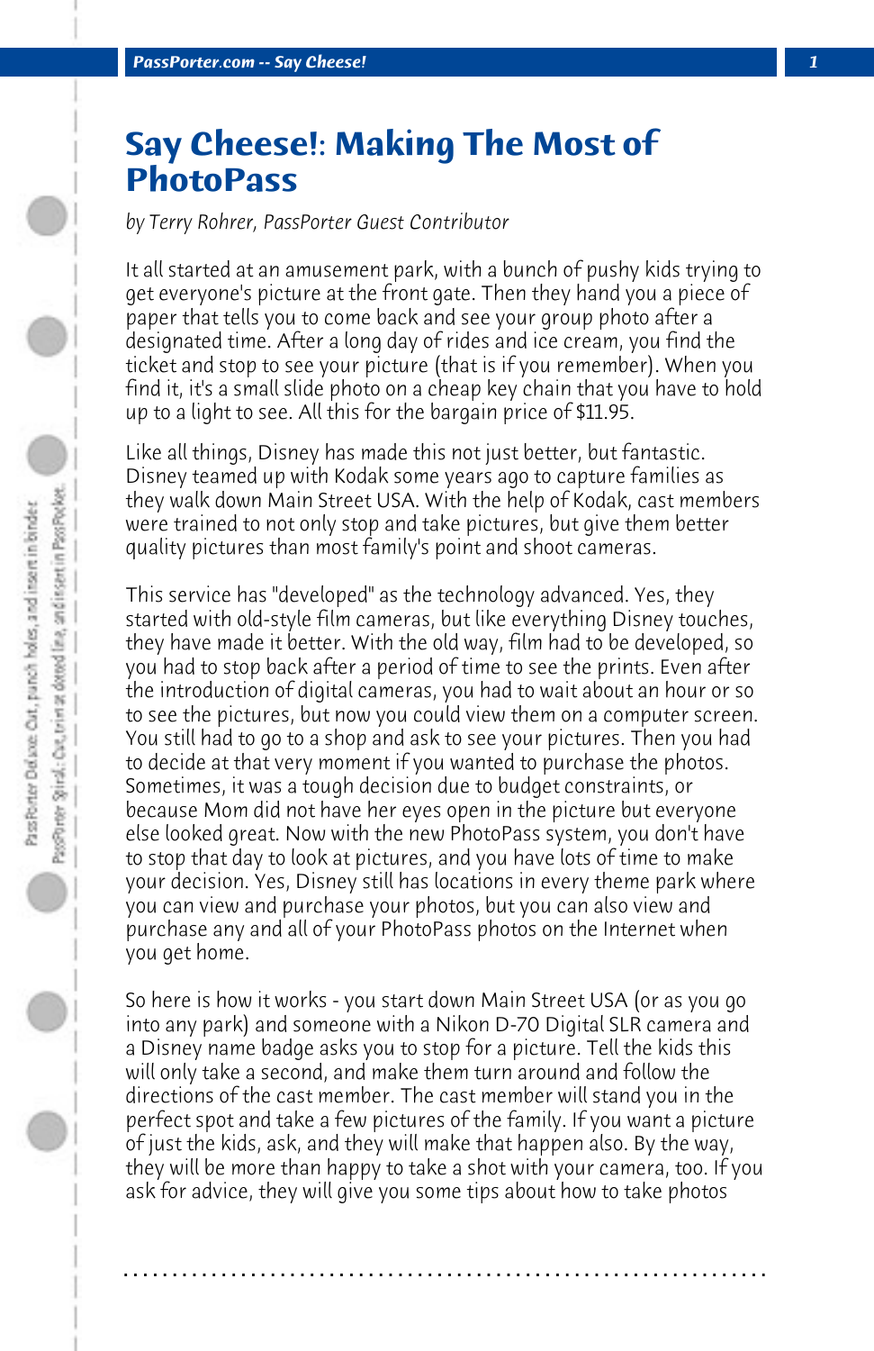# Say Cheese!: Making The Most of PhotoPass

*by Terry Rohrer, PassPorter Guest Contributor*

It all started at an amusement park, with a bunch of pushy kids trying to get everyone's picture at the front gate. Then they hand you a piece of paper that tells you to come back and see your group photo after a designated time. After a long day of rides and ice cream, you find the ticket and stop to see your picture (that is if you remember). When you find it, it's a small slide photo on a cheap key chain that you have to hold up to a light to see. All this for the bargain price of $11.95.

Like all things, Disney has made this not just better, but fantastic. Disney teamed up with Kodak some years ago to capture families as they walk down Main Street USA. With the help of Kodak, cast members were trained to not only stop and take pictures, but give them better quality pictures than most family's point and shoot cameras.

This service has "developed" as the technology advanced. Yes, they started with old-style film cameras, but like everything Disney touches, they have made it better. With the old way, film had to be developed, so you had to stop back after a period of time to see the prints. Even after the introduction of digital cameras, you had to wait about an hour or so to see the pictures, but now you could view them on a computer screen. You still had to go to a shop and ask to see your pictures. Then you had to decide at that very moment if you wanted to purchase the photos. Sometimes, it was a tough decision due to budget constraints, or because Mom did not have her eyes open in the picture but everyone else looked great. Now with the new PhotoPass system, you don't have to stop that day to look at pictures, and you have lots of time to make your decision. Yes, Disney still has locations in every theme park where you can view and purchase your photos, but you can also view and purchase any and all of your PhotoPass photos on the Internet when you get home.

So here is how it works - you start down Main Street USA (or as you go into any park) and someone with a Nikon D-70 Digital SLR camera and a Disney name badge asks you to stop for a picture. Tell the kids this will only take a second, and make them turn around and follow the directions of the cast member. The cast member will stand you in the perfect spot and take a few pictures of the family. If you want a picture of just the kids, ask, and they will make that happen also. By the way, they will be more than happy to take a shot with your camera, too. If you ask for advice, they will give you some tips about how to take photos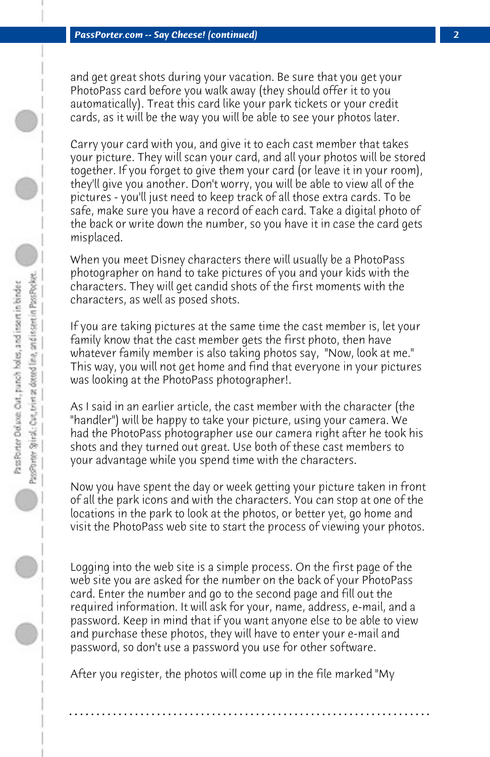and get great shots during your vacation. Be sure that you get your PhotoPass card before you walk away (they should offer it to you automatically). Treat this card like your park tickets or your credit cards, as it will be the way you will be able to see your photos later.

Carry your card with you, and give it to each cast member that takes your picture. They will scan your card, and all your photos will be stored together. If you forget to give them your card (or leave it in your room), they'll give you another. Don't worry, you will be able to view all of the pictures - you'll just need to keep track of all those extra cards. To be safe, make sure you have a record of each card. Take a digital photo of the back or write down the number, so you have it in case the card gets misplaced.

When you meet Disney characters there will usually be a PhotoPass photographer on hand to take pictures of you and your kids with the characters. They will get candid shots of the first moments with the characters, as well as posed shots.

If you are taking pictures at the same time the cast member is, let your family know that the cast member gets the first photo, then have whatever family member is also taking photos say, "Now, look at me." This way, you will not get home and find that everyone in your pictures was looking at the PhotoPass photographer!.

As I said in an earlier article, the cast member with the character (the "handler") will be happy to take your picture, using your camera. We had the PhotoPass photographer use our camera right after he took his shots and they turned out great. Use both of these cast members to your advantage while you spend time with the characters.

Now you have spent the day or week getting your picture taken in front of all the park icons and with the characters. You can stop at one of the locations in the park to look at the photos, or better yet, go home and visit the PhotoPass web site to start the process of viewing your photos.

Logging into the web site is a simple process. On the first page of the web site you are asked for the number on the back of your PhotoPass card. Enter the number and go to the second page and fill out the required information. It will ask for your, name, address, e-mail, and a password. Keep in mind that if you want anyone else to be able to view and purchase these photos, they will have to enter your e-mail and password, so don't use a password you use for other software.

After you register, the photos will come up in the file marked "My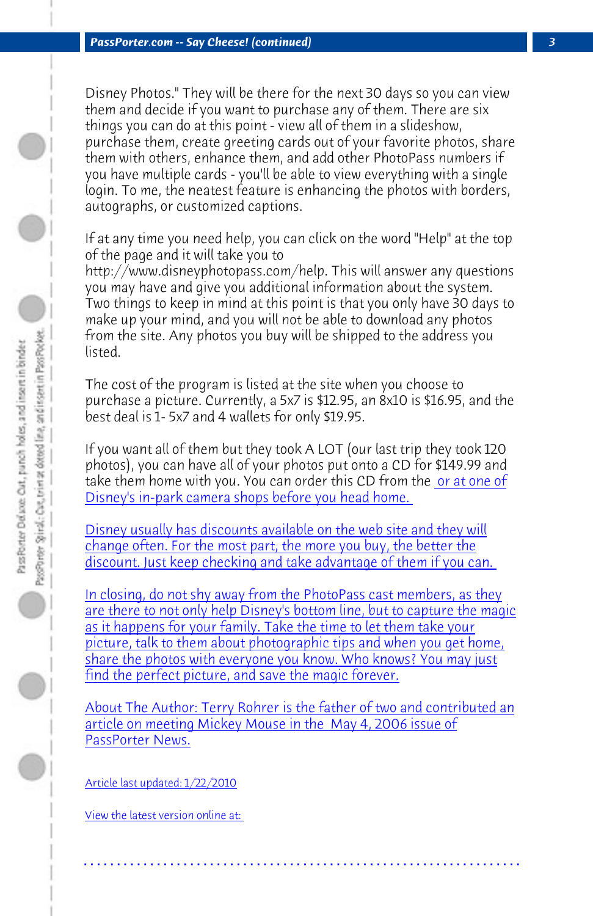Disney Photos." They will be there for the next 30 days so you can view them and decide if you want to purchase any of them. There are six things you can do at this point - view all of them in a slideshow, purchase them, create greeting cards out of your favorite photos, share them with others, enhance them, and add other PhotoPass numbers if you have multiple cards - you'll be able to view everything with a single login. To me, the neatest feature is enhancing the photos with borders, autographs, or customized captions.

If at any time you need help, you can click on the word "Help" at the top of the page and it will take you to http://www.disneyphotopass.com/help. This will answer any questions you may have and give you additional information about the system. Two things to keep in mind at this point is that you only have 30 days to make up your mind, and you will not be able to download any photos from the site. Any photos you buy will be shipped to the address you listed.

The cost of the program is listed at the site when you choose to purchase a picture. Currently, a 5x7 is $12.95, an 8x10 is $16.95, and the best deal is 1- 5x7 and 4 wallets for only $19.95.

If you want all of them but they took A LOT (our last trip they took 120 photos), you can have all of your photos put onto a CD for $149.99 and take them home with you. You can order this CD from the or at one of Disney's in-park camera shops before you head home.

Disney usually has discounts available on the web site and they will change often. For the most part, the more you buy, the better the discount. Just keep checking and take advantage of them if you can.

In closing, do not shy away from the PhotoPass cast members, as they are there to not only help Disney's bottom line, but to capture the magic as it happens for your family. Take the time to let them take your picture, talk to them about photographic tips and when you get home, share the photos with everyone you know. Who knows? You may just find the perfect picture, and save the magic forever.

About The Author: Terry Rohrer is the father of two and contributed an article on meeting Mickey Mouse in the May 4, 2006 issue of PassPorter News.

Article last updated: 1/22/2010

View the latest version online at: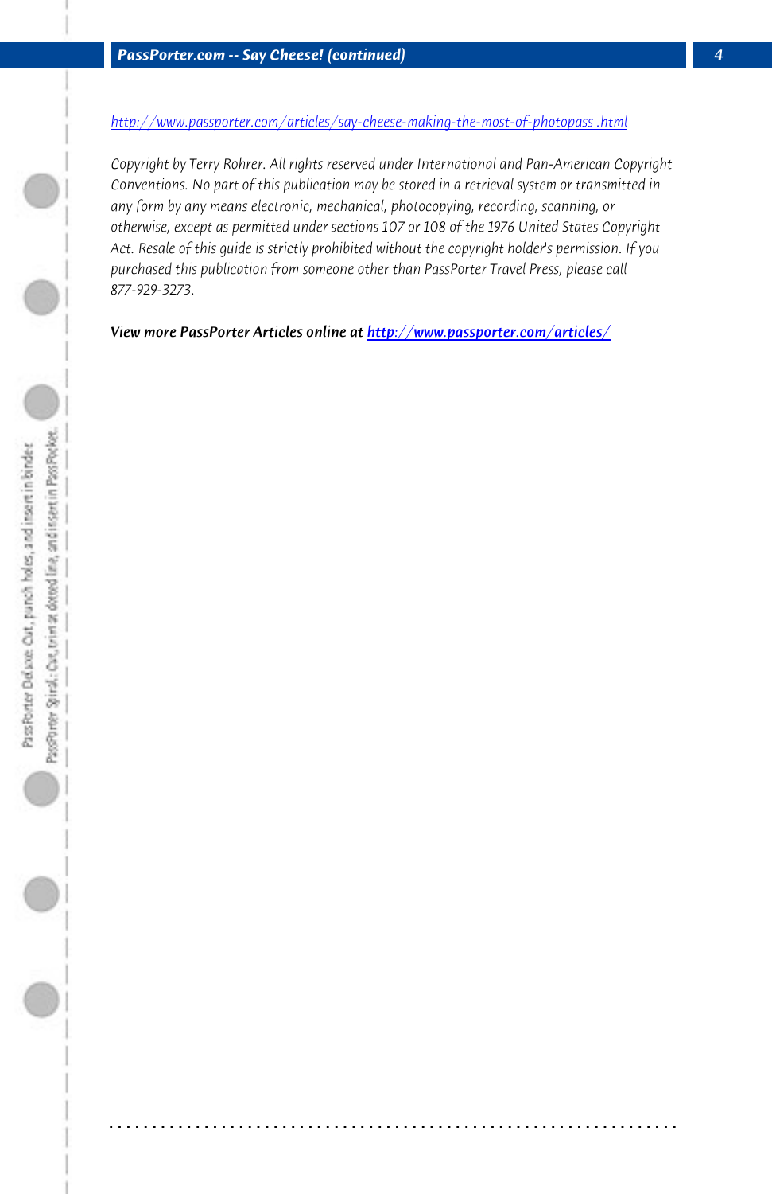http://www.passporter.com/articles/say-cheese-making-the-most-of-photopass.html

*Copyright by Terry Rohrer. All rights reserved under International and Pan-American Copyright Conventions. No part of this publication may be stored in a retrieval system or transmitted in any form by any means electronic, mechanical, photocopying, recording, scanning, or otherwise, except as permitted under sections 107 or 108 of the 1976 United States Copyright Act. Resale of this guide is strictly prohibited without the copyright holder's permission. If you purchased this publication from someone other than PassPorter Travel Press, please call 877-929-3273.*

***View more PassPorter Articles online at http://www.passporter.com/articles/***